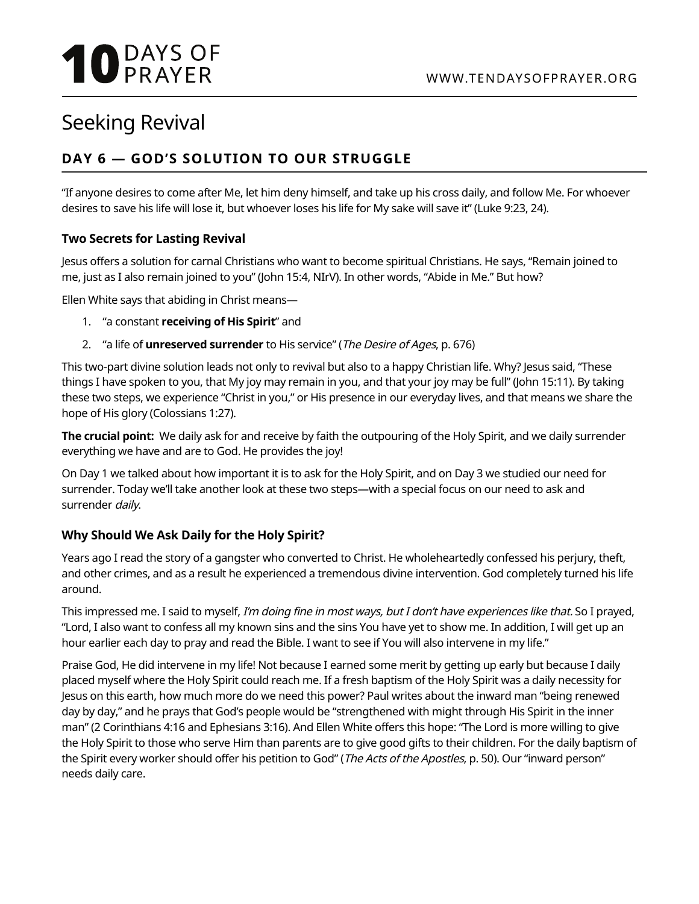# Seeking Revival

## DAY 6 — GOD'S SOLUTION TO OUR STRUGGLE

"If anyone desires to come after Me, let him deny himself, and take up his cross daily, and follow Me. For whoever desires to save his life will lose it, but whoever loses his life for My sake will save it" (Luke 9:23, 24).

### Two Secrets for Lasting Revival

Jesus offers a solution for carnal Christians who want to become spiritual Christians. He says, "Remain joined to me, just as I also remain joined to you" (John 15:4, NIrV). In other words, "Abide in Me." But how?

Ellen White says that abiding in Christ means—

1. "a constant **receiving of His Spirit**" and
2. "a life of **unreserved surrender** to His service" (*The Desire of Ages*, p. 676)

This two-part divine solution leads not only to revival but also to a happy Christian life. Why? Jesus said, "These things I have spoken to you, that My joy may remain in you, and that your joy may be full" (John 15:11). By taking these two steps, we experience "Christ in you," or His presence in our everyday lives, and that means we share the hope of His glory (Colossians 1:27).

**The crucial point:** We daily ask for and receive by faith the outpouring of the Holy Spirit, and we daily surrender everything we have and are to God. He provides the joy!

On Day 1 we talked about how important it is to ask for the Holy Spirit, and on Day 3 we studied our need for surrender. Today we'll take another look at these two steps—with a special focus on our need to ask and surrender *daily*.

### Why Should We Ask Daily for the Holy Spirit?

Years ago I read the story of a gangster who converted to Christ. He wholeheartedly confessed his perjury, theft, and other crimes, and as a result he experienced a tremendous divine intervention. God completely turned his life around.

This impressed me. I said to myself, *I'm doing fine in most ways, but I don't have experiences like that.* So I prayed, "Lord, I also want to confess all my known sins and the sins You have yet to show me. In addition, I will get up an hour earlier each day to pray and read the Bible. I want to see if You will also intervene in my life."

Praise God, He did intervene in my life! Not because I earned some merit by getting up early but because I daily placed myself where the Holy Spirit could reach me. If a fresh baptism of the Holy Spirit was a daily necessity for Jesus on this earth, how much more do we need this power? Paul writes about the inward man "being renewed day by day," and he prays that God's people would be "strengthened with might through His Spirit in the inner man" (2 Corinthians 4:16 and Ephesians 3:16). And Ellen White offers this hope: "The Lord is more willing to give the Holy Spirit to those who serve Him than parents are to give good gifts to their children. For the daily baptism of the Spirit every worker should offer his petition to God" (*The Acts of the Apostles*, p. 50). Our "inward person" needs daily care.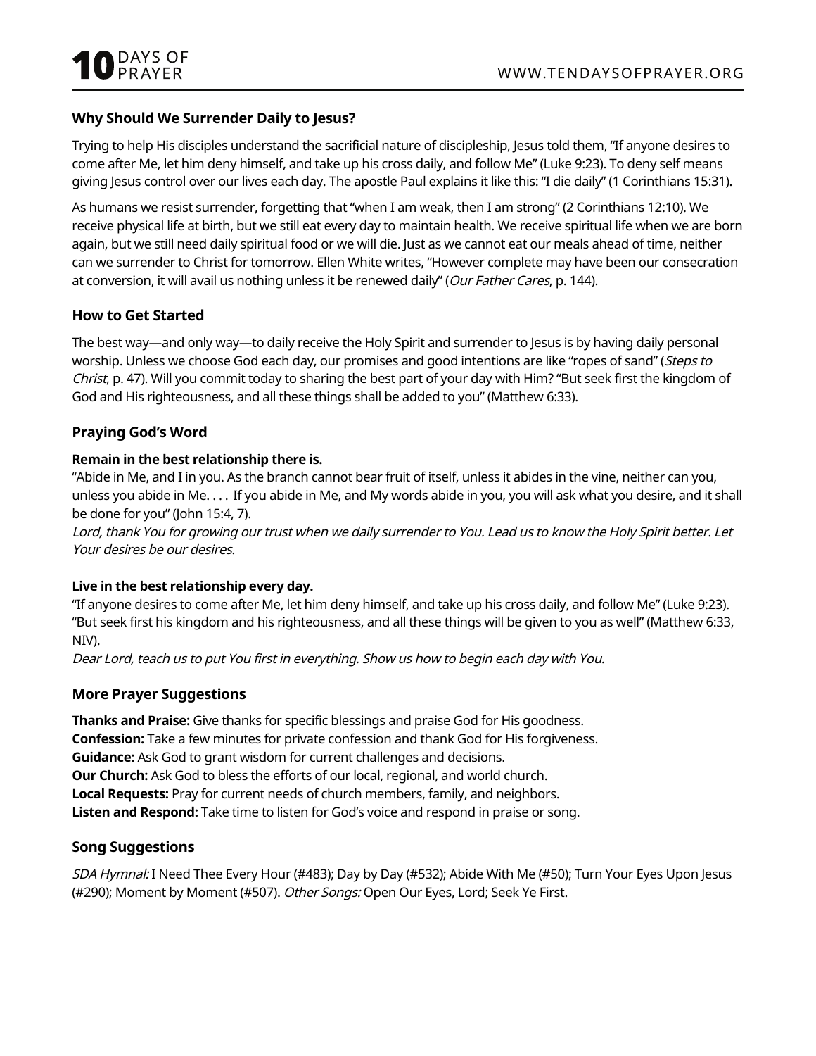## Why Should We Surrender Daily to Jesus?

Trying to help His disciples understand the sacrificial nature of discipleship, Jesus told them, "If anyone desires to come after Me, let him deny himself, and take up his cross daily, and follow Me" (Luke 9:23). To deny self means giving Jesus control over our lives each day. The apostle Paul explains it like this: "I die daily" (1 Corinthians 15:31).

As humans we resist surrender, forgetting that "when I am weak, then I am strong" (2 Corinthians 12:10). We receive physical life at birth, but we still eat every day to maintain health. We receive spiritual life when we are born again, but we still need daily spiritual food or we will die. Just as we cannot eat our meals ahead of time, neither can we surrender to Christ for tomorrow. Ellen White writes, "However complete may have been our consecration at conversion, it will avail us nothing unless it be renewed daily" (*Our Father Cares*, p. 144).

## How to Get Started

The best way—and only way—to daily receive the Holy Spirit and surrender to Jesus is by having daily personal worship. Unless we choose God each day, our promises and good intentions are like "ropes of sand" (*Steps to Christ*, p. 47). Will you commit today to sharing the best part of your day with Him? "But seek first the kingdom of God and His righteousness, and all these things shall be added to you" (Matthew 6:33).

## Praying God's Word

**Remain in the best relationship there is.**
"Abide in Me, and I in you. As the branch cannot bear fruit of itself, unless it abides in the vine, neither can you, unless you abide in Me. . . . If you abide in Me, and My words abide in you, you will ask what you desire, and it shall be done for you" (John 15:4, 7).
*Lord, thank You for growing our trust when we daily surrender to You. Lead us to know the Holy Spirit better. Let Your desires be our desires.*

**Live in the best relationship every day.**
"If anyone desires to come after Me, let him deny himself, and take up his cross daily, and follow Me" (Luke 9:23). "But seek first his kingdom and his righteousness, and all these things will be given to you as well" (Matthew 6:33, NIV).
*Dear Lord, teach us to put You first in everything. Show us how to begin each day with You.*

## More Prayer Suggestions

**Thanks and Praise:** Give thanks for specific blessings and praise God for His goodness.
**Confession:** Take a few minutes for private confession and thank God for His forgiveness.
**Guidance:** Ask God to grant wisdom for current challenges and decisions.
**Our Church:** Ask God to bless the efforts of our local, regional, and world church.
**Local Requests:** Pray for current needs of church members, family, and neighbors.
**Listen and Respond:** Take time to listen for God's voice and respond in praise or song.

## Song Suggestions

*SDA Hymnal:* I Need Thee Every Hour (#483); Day by Day (#532); Abide With Me (#50); Turn Your Eyes Upon Jesus (#290); Moment by Moment (#507). *Other Songs:* Open Our Eyes, Lord; Seek Ye First.